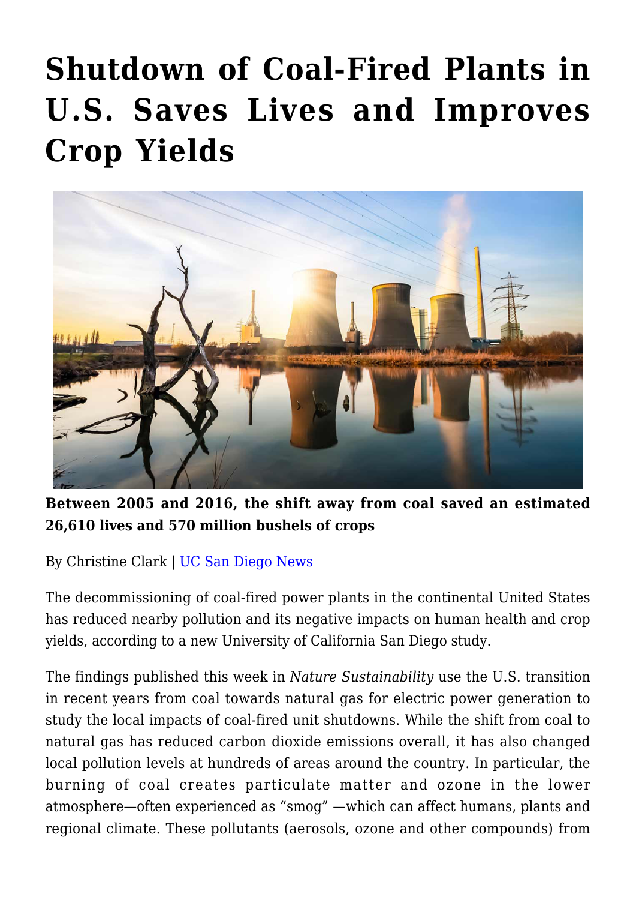# Shutdown of Coal-Fired Plants in U.S. Saves Lives and Improves Crop Yields

**Between 2005 and 2016, the shift away from coal saved an estimated 26,610 lives and 570 million bushels of crops**

By Christine Clark | UC San Diego News

The decommissioning of coal-fired power plants in the continental United States has reduced nearby pollution and its negative impacts on human health and crop yields, according to a new University of California San Diego study.

The findings published this week in *Nature Sustainability* use the U.S. transition in recent years from coal towards natural gas for electric power generation to study the local impacts of coal-fired unit shutdowns. While the shift from coal to natural gas has reduced carbon dioxide emissions overall, it has also changed local pollution levels at hundreds of areas around the country. In particular, the burning of coal creates particulate matter and ozone in the lower atmosphere—often experienced as "smog" —which can affect humans, plants and regional climate. These pollutants (aerosols, ozone and other compounds) from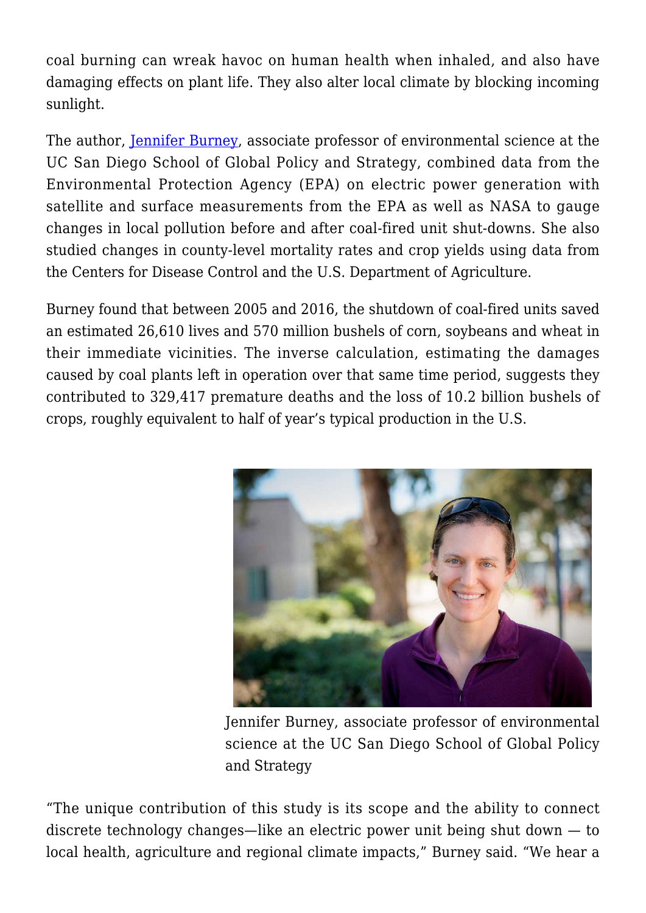coal burning can wreak havoc on human health when inhaled, and also have damaging effects on plant life. They also alter local climate by blocking incoming sunlight.

The author, Jennifer Burney, associate professor of environmental science at the UC San Diego School of Global Policy and Strategy, combined data from the Environmental Protection Agency (EPA) on electric power generation with satellite and surface measurements from the EPA as well as NASA to gauge changes in local pollution before and after coal-fired unit shut-downs. She also studied changes in county-level mortality rates and crop yields using data from the Centers for Disease Control and the U.S. Department of Agriculture.

Burney found that between 2005 and 2016, the shutdown of coal-fired units saved an estimated 26,610 lives and 570 million bushels of corn, soybeans and wheat in their immediate vicinities. The inverse calculation, estimating the damages caused by coal plants left in operation over that same time period, suggests they contributed to 329,417 premature deaths and the loss of 10.2 billion bushels of crops, roughly equivalent to half of year's typical production in the U.S.

Jennifer Burney, associate professor of environmental science at the UC San Diego School of Global Policy and Strategy

"The unique contribution of this study is its scope and the ability to connect discrete technology changes—like an electric power unit being shut down — to local health, agriculture and regional climate impacts," Burney said. "We hear a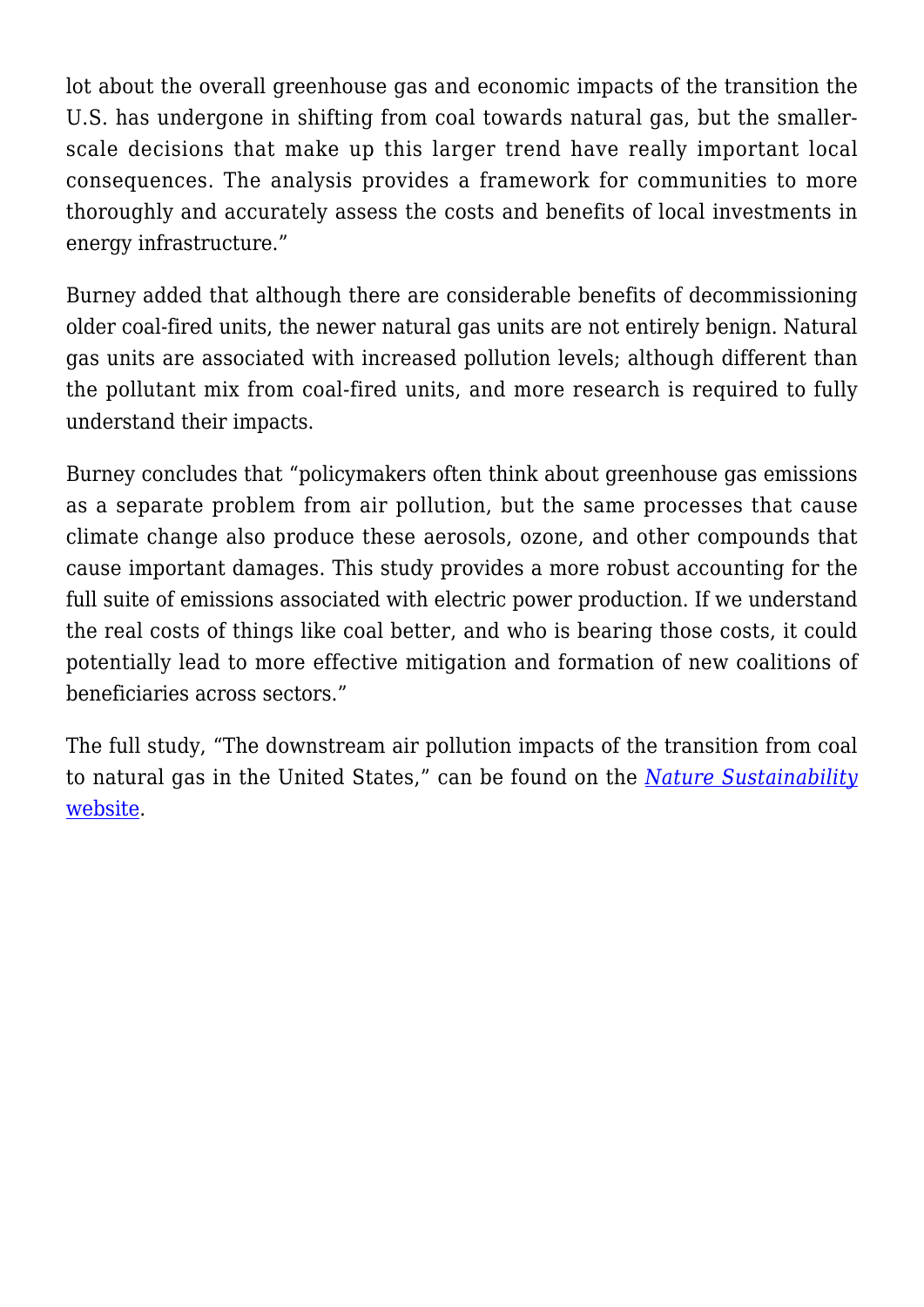lot about the overall greenhouse gas and economic impacts of the transition the U.S. has undergone in shifting from coal towards natural gas, but the smaller-scale decisions that make up this larger trend have really important local consequences. The analysis provides a framework for communities to more thoroughly and accurately assess the costs and benefits of local investments in energy infrastructure."

Burney added that although there are considerable benefits of decommissioning older coal-fired units, the newer natural gas units are not entirely benign. Natural gas units are associated with increased pollution levels; although different than the pollutant mix from coal-fired units, and more research is required to fully understand their impacts.

Burney concludes that "policymakers often think about greenhouse gas emissions as a separate problem from air pollution, but the same processes that cause climate change also produce these aerosols, ozone, and other compounds that cause important damages. This study provides a more robust accounting for the full suite of emissions associated with electric power production. If we understand the real costs of things like coal better, and who is bearing those costs, it could potentially lead to more effective mitigation and formation of new coalitions of beneficiaries across sectors."

The full study, "The downstream air pollution impacts of the transition from coal to natural gas in the United States," can be found on the [*Nature Sustainability* website](#).